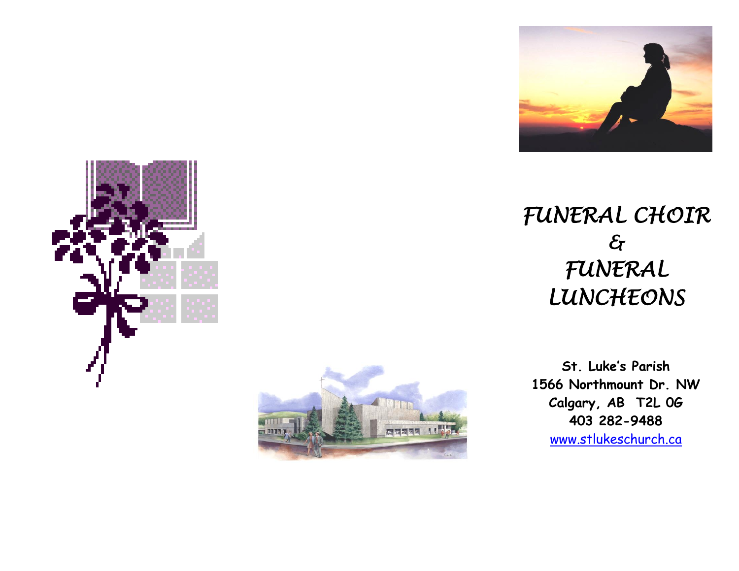# FUNERAL CHOIR & FUNERAL LUNCHEONS

**St. Luke's Parish**
**1566 Northmount Dr. NW**
**Calgary, AB T2L 0G**
**403 282-9488**
[www.stlukeschurch.ca](http://www.stlukeschurch.ca)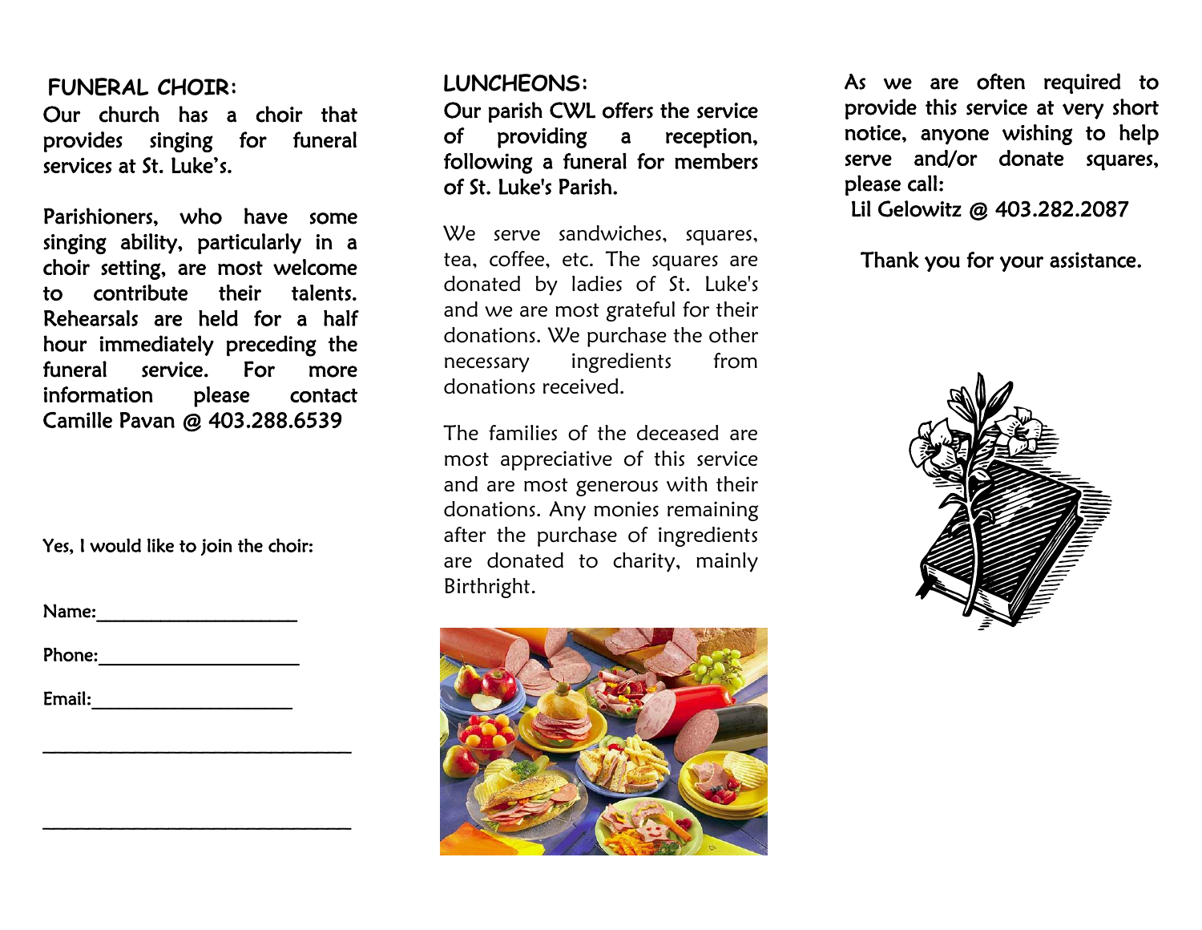## FUNERAL CHOIR:

Our church has a choir that provides singing for funeral services at St. Luke's.

Parishioners, who have some singing ability, particularly in a choir setting, are most welcome to contribute their talents. Rehearsals are held for a half hour immediately preceding the funeral service. For more information please contact Camille Pavan @ 403.288.6539

Yes, I would like to join the choir:

Name:____________________

Phone:____________________

Email:____________________

________________________________

________________________________

## LUNCHEONS:

Our parish CWL offers the service of providing a reception, following a funeral for members of St. Luke's Parish.

We serve sandwiches, squares, tea, coffee, etc. The squares are donated by ladies of St. Luke's and we are most grateful for their donations. We purchase the other necessary ingredients from donations received.

The families of the deceased are most appreciative of this service and are most generous with their donations. Any monies remaining after the purchase of ingredients are donated to charity, mainly Birthright.

As we are often required to provide this service at very short notice, anyone wishing to help serve and/or donate squares, please call:
Lil Gelowitz @ 403.282.2087

Thank you for your assistance.